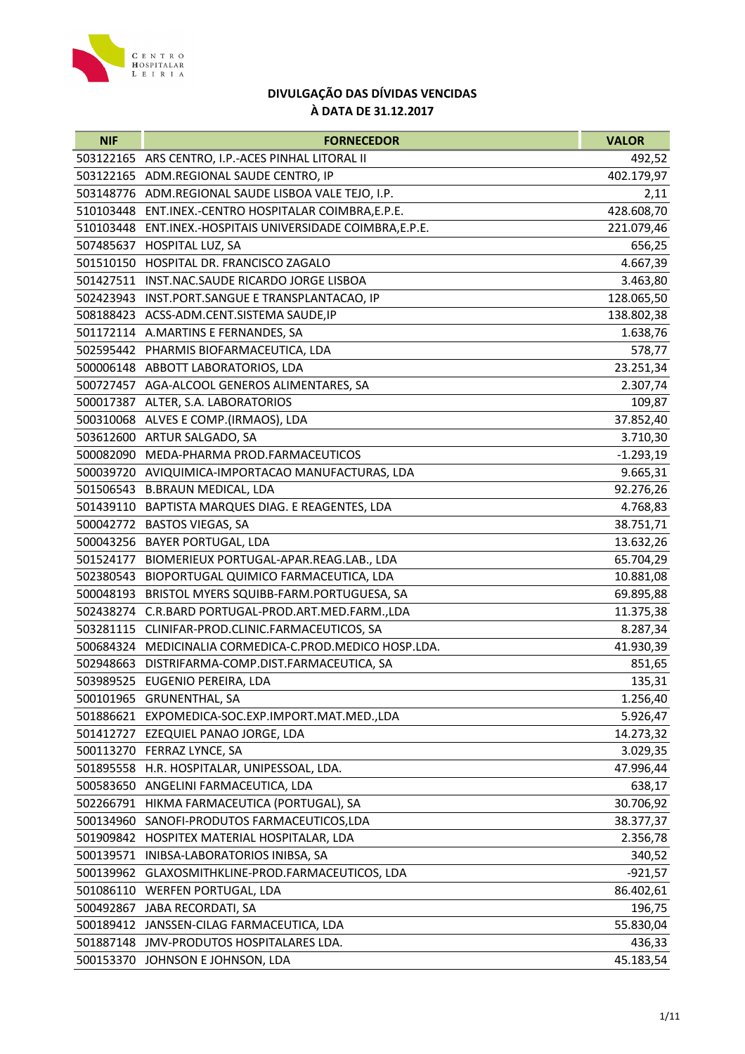# DIVULGAÇÃO DAS DÍVIDAS VENCIDAS
## À DATA DE 31.12.2017

| NIF | FORNECEDOR | VALOR |
|---|---|---|
| 503122165 | ARS CENTRO, I.P.-ACES PINHAL LITORAL II | 492,52 |
| 503122165 | ADM.REGIONAL SAUDE CENTRO, IP | 402.179,97 |
| 503148776 | ADM.REGIONAL SAUDE LISBOA VALE TEJO, I.P. | 2,11 |
| 510103448 | ENT.INEX.-CENTRO HOSPITALAR COIMBRA,E.P.E. | 428.608,70 |
| 510103448 | ENT.INEX.-HOSPITAIS UNIVERSIDADE COIMBRA,E.P.E. | 221.079,46 |
| 507485637 | HOSPITAL LUZ, SA | 656,25 |
| 501510150 | HOSPITAL DR. FRANCISCO ZAGALO | 4.667,39 |
| 501427511 | INST.NAC.SAUDE RICARDO JORGE LISBOA | 3.463,80 |
| 502423943 | INST.PORT.SANGUE E TRANSPLANTACAO, IP | 128.065,50 |
| 508188423 | ACSS-ADM.CENT.SISTEMA SAUDE,IP | 138.802,38 |
| 501172114 | A.MARTINS E FERNANDES, SA | 1.638,76 |
| 502595442 | PHARMIS BIOFARMACEUTICA, LDA | 578,77 |
| 500006148 | ABBOTT LABORATORIOS, LDA | 23.251,34 |
| 500727457 | AGA-ALCOOL GENEROS ALIMENTARES, SA | 2.307,74 |
| 500017387 | ALTER, S.A. LABORATORIOS | 109,87 |
| 500310068 | ALVES E COMP.(IRMAOS), LDA | 37.852,40 |
| 503612600 | ARTUR SALGADO, SA | 3.710,30 |
| 500082090 | MEDA-PHARMA PROD.FARMACEUTICOS | -1.293,19 |
| 500039720 | AVIQUIMICA-IMPORTACAO MANUFACTURAS, LDA | 9.665,31 |
| 501506543 | B.BRAUN MEDICAL, LDA | 92.276,26 |
| 501439110 | BAPTISTA MARQUES DIAG. E REAGENTES, LDA | 4.768,83 |
| 500042772 | BASTOS VIEGAS, SA | 38.751,71 |
| 500043256 | BAYER PORTUGAL, LDA | 13.632,26 |
| 501524177 | BIOMERIEUX PORTUGAL-APAR.REAG.LAB., LDA | 65.704,29 |
| 502380543 | BIOPORTUGAL QUIMICO FARMACEUTICA, LDA | 10.881,08 |
| 500048193 | BRISTOL MYERS SQUIBB-FARM.PORTUGUESA, SA | 69.895,88 |
| 502438274 | C.R.BARD PORTUGAL-PROD.ART.MED.FARM.,LDA | 11.375,38 |
| 503281115 | CLINIFAR-PROD.CLINIC.FARMACEUTICOS, SA | 8.287,34 |
| 500684324 | MEDICINALIA CORMEDICA-C.PROD.MEDICO HOSP.LDA. | 41.930,39 |
| 502948663 | DISTRIFARMA-COMP.DIST.FARMACEUTICA, SA | 851,65 |
| 503989525 | EUGENIO PEREIRA, LDA | 135,31 |
| 500101965 | GRUNENTHAL, SA | 1.256,40 |
| 501886621 | EXPOMEDICA-SOC.EXP.IMPORT.MAT.MED.,LDA | 5.926,47 |
| 501412727 | EZEQUIEL PANAO JORGE, LDA | 14.273,32 |
| 500113270 | FERRAZ LYNCE, SA | 3.029,35 |
| 501895558 | H.R. HOSPITALAR, UNIPESSOAL, LDA. | 47.996,44 |
| 500583650 | ANGELINI FARMACEUTICA, LDA | 638,17 |
| 502266791 | HIKMA FARMACEUTICA (PORTUGAL), SA | 30.706,92 |
| 500134960 | SANOFI-PRODUTOS FARMACEUTICOS,LDA | 38.377,37 |
| 501909842 | HOSPITEX MATERIAL HOSPITALAR, LDA | 2.356,78 |
| 500139571 | INIBSA-LABORATORIOS INIBSA, SA | 340,52 |
| 500139962 | GLAXOSMITHKLINE-PROD.FARMACEUTICOS, LDA | -921,57 |
| 501086110 | WERFEN PORTUGAL, LDA | 86.402,61 |
| 500492867 | JABA RECORDATI, SA | 196,75 |
| 500189412 | JANSSEN-CILAG FARMACEUTICA, LDA | 55.830,04 |
| 501887148 | JMV-PRODUTOS HOSPITALARES LDA. | 436,33 |
| 500153370 | JOHNSON E JOHNSON, LDA | 45.183,54 |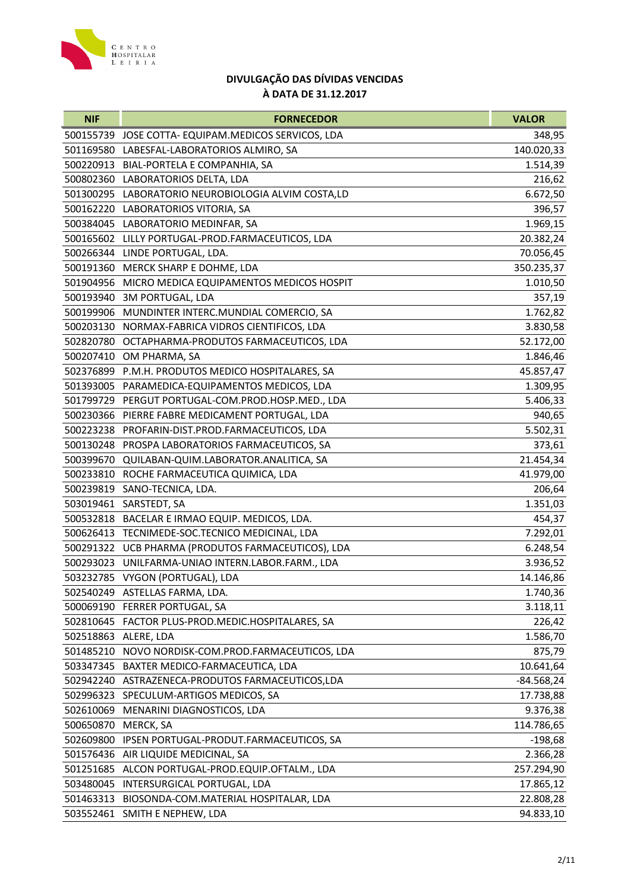## DIVULGAÇÃO DAS DÍVIDAS VENCIDAS
## À DATA DE 31.12.2017

| NIF | FORNECEDOR | VALOR |
|---|---|---|
| 500155739 | JOSE COTTA- EQUIPAM.MEDICOS SERVICOS, LDA | 348,95 |
| 501169580 | LABESFAL-LABORATORIOS ALMIRO, SA | 140.020,33 |
| 500220913 | BIAL-PORTELA E COMPANHIA, SA | 1.514,39 |
| 500802360 | LABORATORIOS DELTA, LDA | 216,62 |
| 501300295 | LABORATORIO NEUROBIOLOGIA ALVIM COSTA,LD | 6.672,50 |
| 500162220 | LABORATORIOS VITORIA, SA | 396,57 |
| 500384045 | LABORATORIO MEDINFAR, SA | 1.969,15 |
| 500165602 | LILLY PORTUGAL-PROD.FARMACEUTICOS, LDA | 20.382,24 |
| 500266344 | LINDE PORTUGAL, LDA. | 70.056,45 |
| 500191360 | MERCK SHARP E DOHME, LDA | 350.235,37 |
| 501904956 | MICRO MEDICA EQUIPAMENTOS MEDICOS HOSPIT | 1.010,50 |
| 500193940 | 3M PORTUGAL, LDA | 357,19 |
| 500199906 | MUNDINTER INTERC.MUNDIAL COMERCIO, SA | 1.762,82 |
| 500203130 | NORMAX-FABRICA VIDROS CIENTIFICOS, LDA | 3.830,58 |
| 502820780 | OCTAPHARMA-PRODUTOS FARMACEUTICOS, LDA | 52.172,00 |
| 500207410 | OM PHARMA, SA | 1.846,46 |
| 502376899 | P.M.H. PRODUTOS MEDICO HOSPITALARES, SA | 45.857,47 |
| 501393005 | PARAMEDICA-EQUIPAMENTOS MEDICOS, LDA | 1.309,95 |
| 501799729 | PERGUT PORTUGAL-COM.PROD.HOSP.MED., LDA | 5.406,33 |
| 500230366 | PIERRE FABRE MEDICAMENT PORTUGAL, LDA | 940,65 |
| 500223238 | PROFARIN-DIST.PROD.FARMACEUTICOS, LDA | 5.502,31 |
| 500130248 | PROSPA LABORATORIOS FARMACEUTICOS, SA | 373,61 |
| 500399670 | QUILABAN-QUIM.LABORATOR.ANALITICA, SA | 21.454,34 |
| 500233810 | ROCHE FARMACEUTICA QUIMICA, LDA | 41.979,00 |
| 500239819 | SANO-TECNICA, LDA. | 206,64 |
| 503019461 | SARSTEDT, SA | 1.351,03 |
| 500532818 | BACELAR E IRMAO EQUIP. MEDICOS, LDA. | 454,37 |
| 500626413 | TECNIMEDE-SOC.TECNICO MEDICINAL, LDA | 7.292,01 |
| 500291322 | UCB PHARMA (PRODUTOS FARMACEUTICOS), LDA | 6.248,54 |
| 500293023 | UNILFARMA-UNIAO INTERN.LABOR.FARM., LDA | 3.936,52 |
| 503232785 | VYGON (PORTUGAL), LDA | 14.146,86 |
| 502540249 | ASTELLAS FARMA, LDA. | 1.740,36 |
| 500069190 | FERRER PORTUGAL, SA | 3.118,11 |
| 502810645 | FACTOR PLUS-PROD.MEDIC.HOSPITALARES, SA | 226,42 |
| 502518863 | ALERE, LDA | 1.586,70 |
| 501485210 | NOVO NORDISK-COM.PROD.FARMACEUTICOS, LDA | 875,79 |
| 503347345 | BAXTER MEDICO-FARMACEUTICA, LDA | 10.641,64 |
| 502942240 | ASTRAZENECA-PRODUTOS FARMACEUTICOS,LDA | -84.568,24 |
| 502996323 | SPECULUM-ARTIGOS MEDICOS, SA | 17.738,88 |
| 502610069 | MENARINI DIAGNOSTICOS, LDA | 9.376,38 |
| 500650870 | MERCK, SA | 114.786,65 |
| 502609800 | IPSEN PORTUGAL-PRODUT.FARMACEUTICOS, SA | -198,68 |
| 501576436 | AIR LIQUIDE MEDICINAL, SA | 2.366,28 |
| 501251685 | ALCON PORTUGAL-PROD.EQUIP.OFTALM., LDA | 257.294,90 |
| 503480045 | INTERSURGICAL PORTUGAL, LDA | 17.865,12 |
| 501463313 | BIOSONDA-COM.MATERIAL HOSPITALAR, LDA | 22.808,28 |
| 503552461 | SMITH E NEPHEW, LDA | 94.833,10 |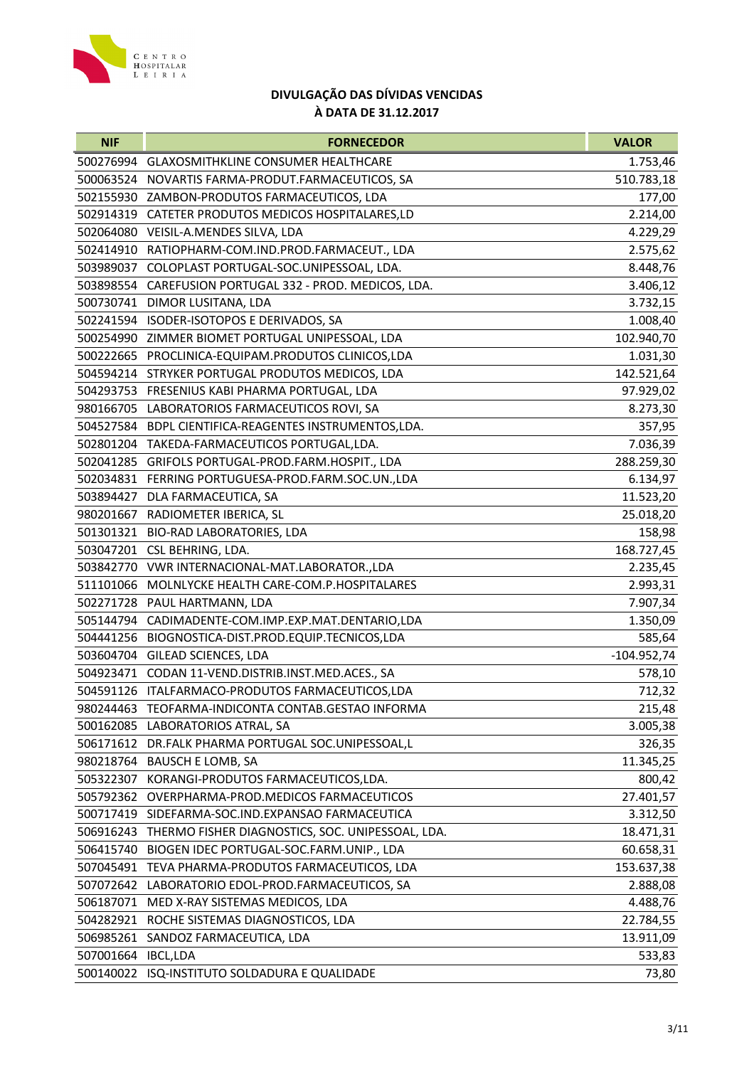# DIVULGAÇÃO DAS DÍVIDAS VENCIDAS
## À DATA DE 31.12.2017

| NIF | FORNECEDOR | VALOR |
|---|---|---|
| 500276994 | GLAXOSMITHKLINE CONSUMER HEALTHCARE | 1.753,46 |
| 500063524 | NOVARTIS FARMA-PRODUT.FARMACEUTICOS, SA | 510.783,18 |
| 502155930 | ZAMBON-PRODUTOS FARMACEUTICOS, LDA | 177,00 |
| 502914319 | CATETER PRODUTOS MEDICOS HOSPITALARES,LD | 2.214,00 |
| 502064080 | VEISIL-A.MENDES SILVA, LDA | 4.229,29 |
| 502414910 | RATIOPHARM-COM.IND.PROD.FARMACEUT., LDA | 2.575,62 |
| 503989037 | COLOPLAST PORTUGAL-SOC.UNIPESSOAL, LDA. | 8.448,76 |
| 503898554 | CAREFUSION PORTUGAL 332 - PROD. MEDICOS, LDA. | 3.406,12 |
| 500730741 | DIMOR LUSITANA, LDA | 3.732,15 |
| 502241594 | ISODER-ISOTOPOS E DERIVADOS, SA | 1.008,40 |
| 500254990 | ZIMMER BIOMET PORTUGAL UNIPESSOAL, LDA | 102.940,70 |
| 500222665 | PROCLINICA-EQUIPAM.PRODUTOS CLINICOS,LDA | 1.031,30 |
| 504594214 | STRYKER PORTUGAL PRODUTOS MEDICOS, LDA | 142.521,64 |
| 504293753 | FRESENIUS KABI PHARMA PORTUGAL, LDA | 97.929,02 |
| 980166705 | LABORATORIOS FARMACEUTICOS ROVI, SA | 8.273,30 |
| 504527584 | BDPL CIENTIFICA-REAGENTES INSTRUMENTOS,LDA. | 357,95 |
| 502801204 | TAKEDA-FARMACEUTICOS PORTUGAL,LDA. | 7.036,39 |
| 502041285 | GRIFOLS PORTUGAL-PROD.FARM.HOSPIT., LDA | 288.259,30 |
| 502034831 | FERRING PORTUGUESA-PROD.FARM.SOC.UN.,LDA | 6.134,97 |
| 503894427 | DLA FARMACEUTICA, SA | 11.523,20 |
| 980201667 | RADIOMETER IBERICA, SL | 25.018,20 |
| 501301321 | BIO-RAD LABORATORIES, LDA | 158,98 |
| 503047201 | CSL BEHRING, LDA. | 168.727,45 |
| 503842770 | VWR INTERNACIONAL-MAT.LABORATOR.,LDA | 2.235,45 |
| 511101066 | MOLNLYCKE HEALTH CARE-COM.P.HOSPITALARES | 2.993,31 |
| 502271728 | PAUL HARTMANN, LDA | 7.907,34 |
| 505144794 | CADIMADENTE-COM.IMP.EXP.MAT.DENTARIO,LDA | 1.350,09 |
| 504441256 | BIOGNOSTICA-DIST.PROD.EQUIP.TECNICOS,LDA | 585,64 |
| 503604704 | GILEAD SCIENCES, LDA | -104.952,74 |
| 504923471 | CODAN 11-VEND.DISTRIB.INST.MED.ACES., SA | 578,10 |
| 504591126 | ITALFARMACO-PRODUTOS FARMACEUTICOS,LDA | 712,32 |
| 980244463 | TEOFARMA-INDICONTA CONTAB.GESTAO INFORMA | 215,48 |
| 500162085 | LABORATORIOS ATRAL, SA | 3.005,38 |
| 506171612 | DR.FALK PHARMA PORTUGAL SOC.UNIPESSOAL,L | 326,35 |
| 980218764 | BAUSCH E LOMB, SA | 11.345,25 |
| 505322307 | KORANGI-PRODUTOS FARMACEUTICOS,LDA. | 800,42 |
| 505792362 | OVERPHARMA-PROD.MEDICOS FARMACEUTICOS | 27.401,57 |
| 500717419 | SIDEFARMA-SOC.IND.EXPANSAO FARMACEUTICA | 3.312,50 |
| 506916243 | THERMO FISHER DIAGNOSTICS, SOC. UNIPESSOAL, LDA. | 18.471,31 |
| 506415740 | BIOGEN IDEC PORTUGAL-SOC.FARM.UNIP., LDA | 60.658,31 |
| 507045491 | TEVA PHARMA-PRODUTOS FARMACEUTICOS, LDA | 153.637,38 |
| 507072642 | LABORATORIO EDOL-PROD.FARMACEUTICOS, SA | 2.888,08 |
| 506187071 | MED X-RAY SISTEMAS MEDICOS, LDA | 4.488,76 |
| 504282921 | ROCHE SISTEMAS DIAGNOSTICOS, LDA | 22.784,55 |
| 506985261 | SANDOZ FARMACEUTICA, LDA | 13.911,09 |
| 507001664 | IBCL,LDA | 533,83 |
| 500140022 | ISQ-INSTITUTO SOLDADURA E QUALIDADE | 73,80 |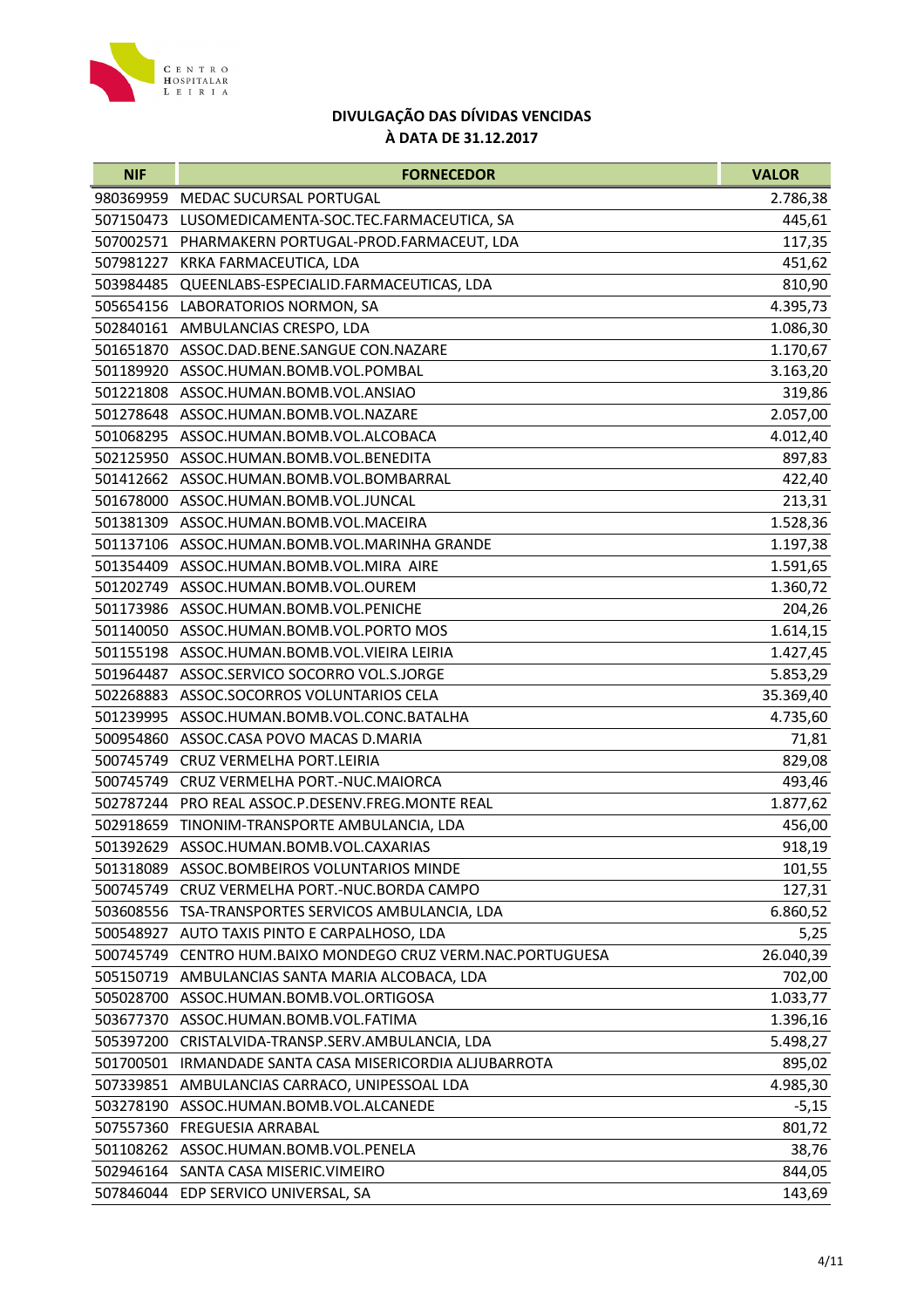CENTRO HOSPITALAR LEIRIA

**DIVULGAÇÃO DAS DÍVIDAS VENCIDAS**
**À DATA DE 31.12.2017**

| NIF | FORNECEDOR | VALOR |
|---|---|---|
| 980369959 | MEDAC SUCURSAL PORTUGAL | 2.786,38 |
| 507150473 | LUSOMEDICAMENTA-SOC.TEC.FARMACEUTICA, SA | 445,61 |
| 507002571 | PHARMAKERN PORTUGAL-PROD.FARMACEUT, LDA | 117,35 |
| 507981227 | KRKA FARMACEUTICA, LDA | 451,62 |
| 503984485 | QUEENLABS-ESPECIALID.FARMACEUTICAS, LDA | 810,90 |
| 505654156 | LABORATORIOS NORMON, SA | 4.395,73 |
| 502840161 | AMBULANCIAS CRESPO, LDA | 1.086,30 |
| 501651870 | ASSOC.DAD.BENE.SANGUE CON.NAZARE | 1.170,67 |
| 501189920 | ASSOC.HUMAN.BOMB.VOL.POMBAL | 3.163,20 |
| 501221808 | ASSOC.HUMAN.BOMB.VOL.ANSIAO | 319,86 |
| 501278648 | ASSOC.HUMAN.BOMB.VOL.NAZARE | 2.057,00 |
| 501068295 | ASSOC.HUMAN.BOMB.VOL.ALCOBACA | 4.012,40 |
| 502125950 | ASSOC.HUMAN.BOMB.VOL.BENEDITA | 897,83 |
| 501412662 | ASSOC.HUMAN.BOMB.VOL.BOMBARRAL | 422,40 |
| 501678000 | ASSOC.HUMAN.BOMB.VOL.JUNCAL | 213,31 |
| 501381309 | ASSOC.HUMAN.BOMB.VOL.MACEIRA | 1.528,36 |
| 501137106 | ASSOC.HUMAN.BOMB.VOL.MARINHA GRANDE | 1.197,38 |
| 501354409 | ASSOC.HUMAN.BOMB.VOL.MIRA AIRE | 1.591,65 |
| 501202749 | ASSOC.HUMAN.BOMB.VOL.OUREM | 1.360,72 |
| 501173986 | ASSOC.HUMAN.BOMB.VOL.PENICHE | 204,26 |
| 501140050 | ASSOC.HUMAN.BOMB.VOL.PORTO MOS | 1.614,15 |
| 501155198 | ASSOC.HUMAN.BOMB.VOL.VIEIRA LEIRIA | 1.427,45 |
| 501964487 | ASSOC.SERVICO SOCORRO VOL.S.JORGE | 5.853,29 |
| 502268883 | ASSOC.SOCORROS VOLUNTARIOS CELA | 35.369,40 |
| 501239995 | ASSOC.HUMAN.BOMB.VOL.CONC.BATALHA | 4.735,60 |
| 500954860 | ASSOC.CASA POVO MACAS D.MARIA | 71,81 |
| 500745749 | CRUZ VERMELHA PORT.LEIRIA | 829,08 |
| 500745749 | CRUZ VERMELHA PORT.-NUC.MAIORCA | 493,46 |
| 502787244 | PRO REAL ASSOC.P.DESENV.FREG.MONTE REAL | 1.877,62 |
| 502918659 | TINONIM-TRANSPORTE AMBULANCIA, LDA | 456,00 |
| 501392629 | ASSOC.HUMAN.BOMB.VOL.CAXARIAS | 918,19 |
| 501318089 | ASSOC.BOMBEIROS VOLUNTARIOS MINDE | 101,55 |
| 500745749 | CRUZ VERMELHA PORT.-NUC.BORDA CAMPO | 127,31 |
| 503608556 | TSA-TRANSPORTES SERVICOS AMBULANCIA, LDA | 6.860,52 |
| 500548927 | AUTO TAXIS PINTO E CARPALHOSO, LDA | 5,25 |
| 500745749 | CENTRO HUM.BAIXO MONDEGO CRUZ VERM.NAC.PORTUGUESA | 26.040,39 |
| 505150719 | AMBULANCIAS SANTA MARIA ALCOBACA, LDA | 702,00 |
| 505028700 | ASSOC.HUMAN.BOMB.VOL.ORTIGOSA | 1.033,77 |
| 503677370 | ASSOC.HUMAN.BOMB.VOL.FATIMA | 1.396,16 |
| 505397200 | CRISTALVIDA-TRANSP.SERV.AMBULANCIA, LDA | 5.498,27 |
| 501700501 | IRMANDADE SANTA CASA MISERICORDIA ALJUBARROTA | 895,02 |
| 507339851 | AMBULANCIAS CARRACO, UNIPESSOAL LDA | 4.985,30 |
| 503278190 | ASSOC.HUMAN.BOMB.VOL.ALCANEDE | -5,15 |
| 507557360 | FREGUESIA ARRABAL | 801,72 |
| 501108262 | ASSOC.HUMAN.BOMB.VOL.PENELA | 38,76 |
| 502946164 | SANTA CASA MISERIC.VIMEIRO | 844,05 |
| 507846044 | EDP SERVICO UNIVERSAL, SA | 143,69 |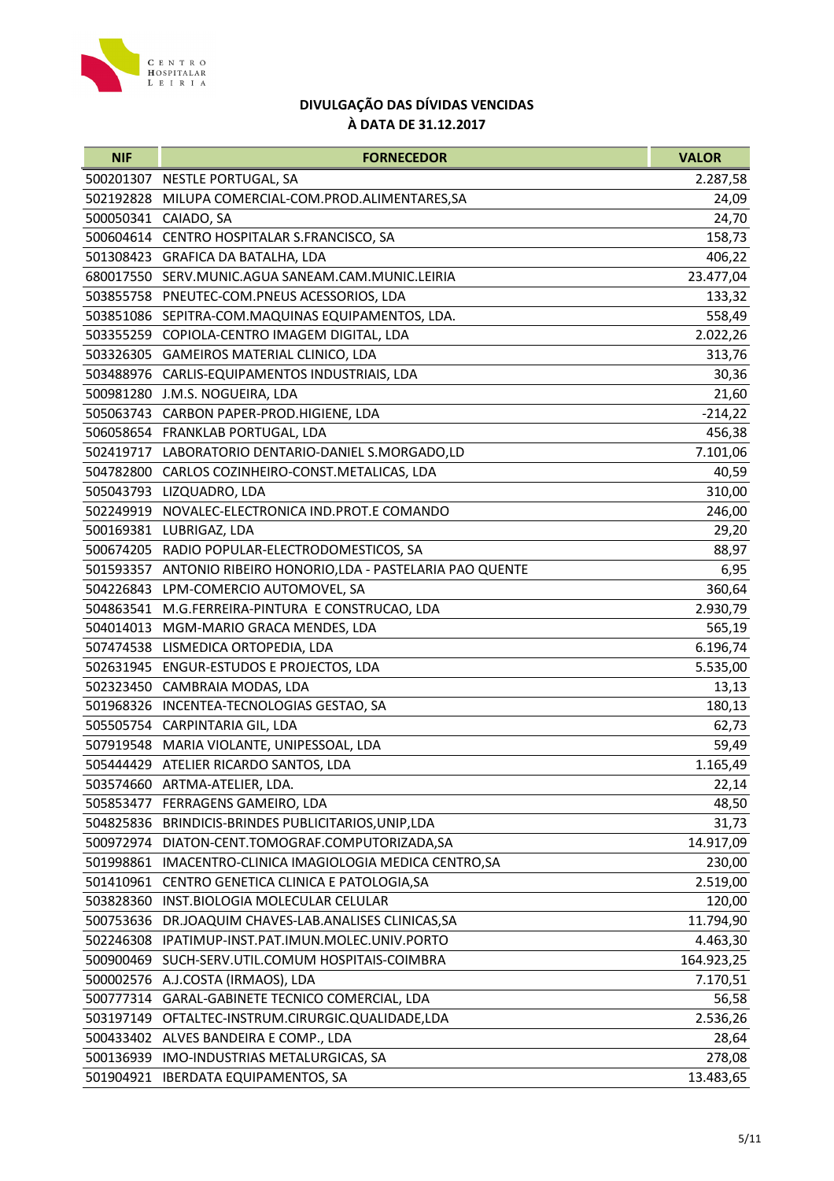# DIVULGAÇÃO DAS DÍVIDAS VENCIDAS
# À DATA DE 31.12.2017

| NIF | FORNECEDOR | VALOR |
|---|---|---|
| 500201307 | NESTLE PORTUGAL, SA | 2.287,58 |
| 502192828 | MILUPA COMERCIAL-COM.PROD.ALIMENTARES,SA | 24,09 |
| 500050341 | CAIADO, SA | 24,70 |
| 500604614 | CENTRO HOSPITALAR S.FRANCISCO, SA | 158,73 |
| 501308423 | GRAFICA DA BATALHA, LDA | 406,22 |
| 680017550 | SERV.MUNIC.AGUA SANEAM.CAM.MUNIC.LEIRIA | 23.477,04 |
| 503855758 | PNEUTEC-COM.PNEUS ACESSORIOS, LDA | 133,32 |
| 503851086 | SEPITRA-COM.MAQUINAS EQUIPAMENTOS, LDA. | 558,49 |
| 503355259 | COPIOLA-CENTRO IMAGEM DIGITAL, LDA | 2.022,26 |
| 503326305 | GAMEIROS MATERIAL CLINICO, LDA | 313,76 |
| 503488976 | CARLIS-EQUIPAMENTOS INDUSTRIAIS, LDA | 30,36 |
| 500981280 | J.M.S. NOGUEIRA, LDA | 21,60 |
| 505063743 | CARBON PAPER-PROD.HIGIENE, LDA | -214,22 |
| 506058654 | FRANKLAB PORTUGAL, LDA | 456,38 |
| 502419717 | LABORATORIO DENTARIO-DANIEL S.MORGADO,LD | 7.101,06 |
| 504782800 | CARLOS COZINHEIRO-CONST.METALICAS, LDA | 40,59 |
| 505043793 | LIZQUADRO, LDA | 310,00 |
| 502249919 | NOVALEC-ELECTRONICA IND.PROT.E COMANDO | 246,00 |
| 500169381 | LUBRIGAZ, LDA | 29,20 |
| 500674205 | RADIO POPULAR-ELECTRODOMESTICOS, SA | 88,97 |
| 501593357 | ANTONIO RIBEIRO HONORIO,LDA - PASTELARIA PAO QUENTE | 6,95 |
| 504226843 | LPM-COMERCIO AUTOMOVEL, SA | 360,64 |
| 504863541 | M.G.FERREIRA-PINTURA E CONSTRUCAO, LDA | 2.930,79 |
| 504014013 | MGM-MARIO GRACA MENDES, LDA | 565,19 |
| 507474538 | LISMEDICA ORTOPEDIA, LDA | 6.196,74 |
| 502631945 | ENGUR-ESTUDOS E PROJECTOS, LDA | 5.535,00 |
| 502323450 | CAMBRAIA MODAS, LDA | 13,13 |
| 501968326 | INCENTEA-TECNOLOGIAS GESTAO, SA | 180,13 |
| 505505754 | CARPINTARIA GIL, LDA | 62,73 |
| 507919548 | MARIA VIOLANTE, UNIPESSOAL, LDA | 59,49 |
| 505444429 | ATELIER RICARDO SANTOS, LDA | 1.165,49 |
| 503574660 | ARTMA-ATELIER, LDA. | 22,14 |
| 505853477 | FERRAGENS GAMEIRO, LDA | 48,50 |
| 504825836 | BRINDICIS-BRINDES PUBLICITARIOS,UNIP,LDA | 31,73 |
| 500972974 | DIATON-CENT.TOMOGRAF.COMPUTORIZADA,SA | 14.917,09 |
| 501998861 | IMACENTRO-CLINICA IMAGIOLOGIA MEDICA CENTRO,SA | 230,00 |
| 501410961 | CENTRO GENETICA CLINICA E PATOLOGIA,SA | 2.519,00 |
| 503828360 | INST.BIOLOGIA MOLECULAR CELULAR | 120,00 |
| 500753636 | DR.JOAQUIM CHAVES-LAB.ANALISES CLINICAS,SA | 11.794,90 |
| 502246308 | IPATIMUP-INST.PAT.IMUN.MOLEC.UNIV.PORTO | 4.463,30 |
| 500900469 | SUCH-SERV.UTIL.COMUM HOSPITAIS-COIMBRA | 164.923,25 |
| 500002576 | A.J.COSTA (IRMAOS), LDA | 7.170,51 |
| 500777314 | GARAL-GABINETE TECNICO COMERCIAL, LDA | 56,58 |
| 503197149 | OFTALTEC-INSTRUM.CIRURGIC.QUALIDADE,LDA | 2.536,26 |
| 500433402 | ALVES BANDEIRA E COMP., LDA | 28,64 |
| 500136939 | IMO-INDUSTRIAS METALURGICAS, SA | 278,08 |
| 501904921 | IBERDATA EQUIPAMENTOS, SA | 13.483,65 |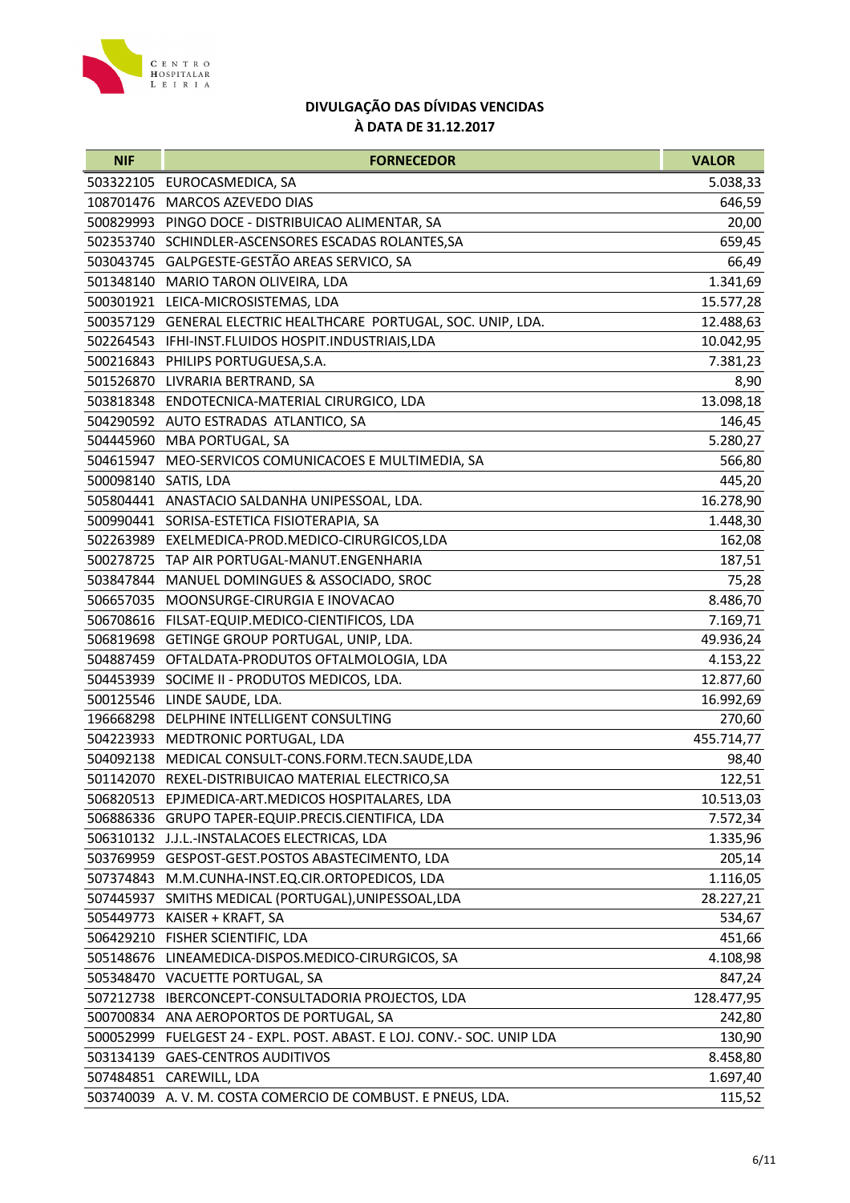## DIVULGAÇÃO DAS DÍVIDAS VENCIDAS
## À DATA DE 31.12.2017

| NIF | FORNECEDOR | VALOR |
|---|---|---|
| 503322105 | EUROCASMEDICA, SA | 5.038,33 |
| 108701476 | MARCOS AZEVEDO DIAS | 646,59 |
| 500829993 | PINGO DOCE - DISTRIBUICAO ALIMENTAR, SA | 20,00 |
| 502353740 | SCHINDLER-ASCENSORES ESCADAS ROLANTES,SA | 659,45 |
| 503043745 | GALPGESTE-GESTÃO AREAS SERVICO, SA | 66,49 |
| 501348140 | MARIO TARON OLIVEIRA, LDA | 1.341,69 |
| 500301921 | LEICA-MICROSISTEMAS, LDA | 15.577,28 |
| 500357129 | GENERAL ELECTRIC HEALTHCARE PORTUGAL, SOC. UNIP, LDA. | 12.488,63 |
| 502264543 | IFHI-INST.FLUIDOS HOSPIT.INDUSTRIAIS,LDA | 10.042,95 |
| 500216843 | PHILIPS PORTUGUESA,S.A. | 7.381,23 |
| 501526870 | LIVRARIA BERTRAND, SA | 8,90 |
| 503818348 | ENDOTECNICA-MATERIAL CIRURGICO, LDA | 13.098,18 |
| 504290592 | AUTO ESTRADAS ATLANTICO, SA | 146,45 |
| 504445960 | MBA PORTUGAL, SA | 5.280,27 |
| 504615947 | MEO-SERVICOS COMUNICACOES E MULTIMEDIA, SA | 566,80 |
| 500098140 | SATIS, LDA | 445,20 |
| 505804441 | ANASTACIO SALDANHA UNIPESSOAL, LDA. | 16.278,90 |
| 500990441 | SORISA-ESTETICA FISIOTERAPIA, SA | 1.448,30 |
| 502263989 | EXELMEDICA-PROD.MEDICO-CIRURGICOS,LDA | 162,08 |
| 500278725 | TAP AIR PORTUGAL-MANUT.ENGENHARIA | 187,51 |
| 503847844 | MANUEL DOMINGUES & ASSOCIADO, SROC | 75,28 |
| 506657035 | MOONSURGE-CIRURGIA E INOVACAO | 8.486,70 |
| 506708616 | FILSAT-EQUIP.MEDICO-CIENTIFICOS, LDA | 7.169,71 |
| 506819698 | GETINGE GROUP PORTUGAL, UNIP, LDA. | 49.936,24 |
| 504887459 | OFTALDATA-PRODUTOS OFTALMOLOGIA, LDA | 4.153,22 |
| 504453939 | SOCIME II - PRODUTOS MEDICOS, LDA. | 12.877,60 |
| 500125546 | LINDE SAUDE, LDA. | 16.992,69 |
| 196668298 | DELPHINE INTELLIGENT CONSULTING | 270,60 |
| 504223933 | MEDTRONIC PORTUGAL, LDA | 455.714,77 |
| 504092138 | MEDICAL CONSULT-CONS.FORM.TECN.SAUDE,LDA | 98,40 |
| 501142070 | REXEL-DISTRIBUICAO MATERIAL ELECTRICO,SA | 122,51 |
| 506820513 | EPJMEDICA-ART.MEDICOS HOSPITALARES, LDA | 10.513,03 |
| 506886336 | GRUPO TAPER-EQUIP.PRECIS.CIENTIFICA, LDA | 7.572,34 |
| 506310132 | J.J.L.-INSTALACOES ELECTRICAS, LDA | 1.335,96 |
| 503769959 | GESPOST-GEST.POSTOS ABASTECIMENTO, LDA | 205,14 |
| 507374843 | M.M.CUNHA-INST.EQ.CIR.ORTOPEDICOS, LDA | 1.116,05 |
| 507445937 | SMITHS MEDICAL (PORTUGAL),UNIPESSOAL,LDA | 28.227,21 |
| 505449773 | KAISER + KRAFT, SA | 534,67 |
| 506429210 | FISHER SCIENTIFIC, LDA | 451,66 |
| 505148676 | LINEAMEDICA-DISPOS.MEDICO-CIRURGICOS, SA | 4.108,98 |
| 505348470 | VACUETTE PORTUGAL, SA | 847,24 |
| 507212738 | IBERCONCEPT-CONSULTADORIA PROJECTOS, LDA | 128.477,95 |
| 500700834 | ANA AEROPORTOS DE PORTUGAL, SA | 242,80 |
| 500052999 | FUELGEST 24 - EXPL. POST. ABAST. E LOJ. CONV.- SOC. UNIP LDA | 130,90 |
| 503134139 | GAES-CENTROS AUDITIVOS | 8.458,80 |
| 507484851 | CAREWILL, LDA | 1.697,40 |
| 503740039 | A. V. M. COSTA COMERCIO DE COMBUST. E PNEUS, LDA. | 115,52 |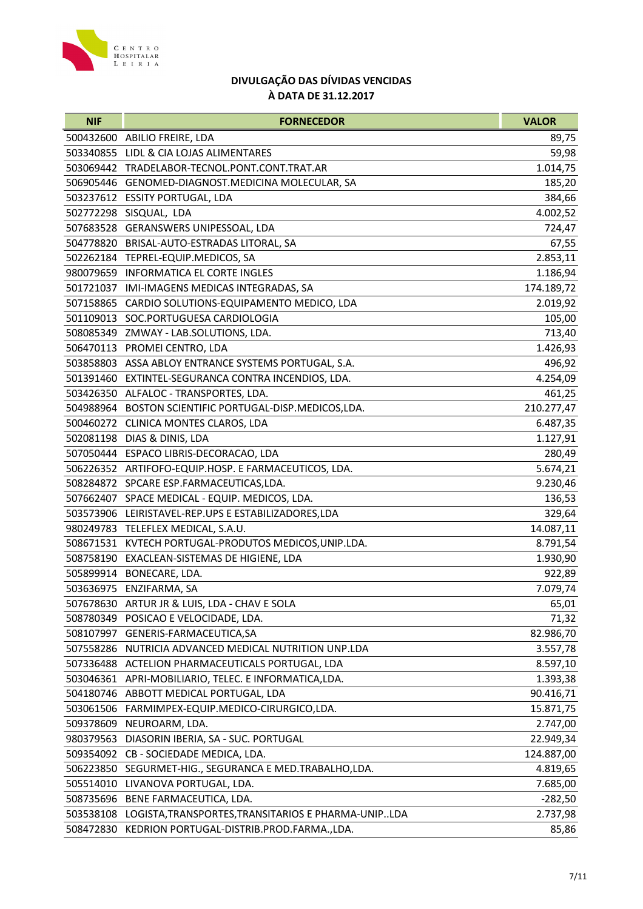# DIVULGAÇÃO DAS DÍVIDAS VENCIDAS À DATA DE 31.12.2017

| NIF | FORNECEDOR | VALOR |
|---|---|---|
| 500432600 | ABILIO FREIRE, LDA | 89,75 |
| 503340855 | LIDL & CIA LOJAS ALIMENTARES | 59,98 |
| 503069442 | TRADELABOR-TECNOL.PONT.CONT.TRAT.AR | 1.014,75 |
| 506905446 | GENOMED-DIAGNOST.MEDICINA MOLECULAR, SA | 185,20 |
| 503237612 | ESSITY PORTUGAL, LDA | 384,66 |
| 502772298 | SISQUAL, LDA | 4.002,52 |
| 507683528 | GERANSWERS UNIPESSOAL, LDA | 724,47 |
| 504778820 | BRISAL-AUTO-ESTRADAS LITORAL, SA | 67,55 |
| 502262184 | TEPREL-EQUIP.MEDICOS, SA | 2.853,11 |
| 980079659 | INFORMATICA EL CORTE INGLES | 1.186,94 |
| 501721037 | IMI-IMAGENS MEDICAS INTEGRADAS, SA | 174.189,72 |
| 507158865 | CARDIO SOLUTIONS-EQUIPAMENTO MEDICO, LDA | 2.019,92 |
| 501109013 | SOC.PORTUGUESA CARDIOLOGIA | 105,00 |
| 508085349 | ZMWAY - LAB.SOLUTIONS, LDA. | 713,40 |
| 506470113 | PROMEI CENTRO, LDA | 1.426,93 |
| 503858803 | ASSA ABLOY ENTRANCE SYSTEMS PORTUGAL, S.A. | 496,92 |
| 501391460 | EXTINTEL-SEGURANCA CONTRA INCENDIOS, LDA. | 4.254,09 |
| 503426350 | ALFALOC - TRANSPORTES, LDA. | 461,25 |
| 504988964 | BOSTON SCIENTIFIC PORTUGAL-DISP.MEDICOS,LDA. | 210.277,47 |
| 500460272 | CLINICA MONTES CLAROS, LDA | 6.487,35 |
| 502081198 | DIAS & DINIS, LDA | 1.127,91 |
| 507050444 | ESPACO LIBRIS-DECORACAO, LDA | 280,49 |
| 506226352 | ARTIFOFO-EQUIP.HOSP. E FARMACEUTICOS, LDA. | 5.674,21 |
| 508284872 | SPCARE ESP.FARMACEUTICAS,LDA. | 9.230,46 |
| 507662407 | SPACE MEDICAL - EQUIP. MEDICOS, LDA. | 136,53 |
| 503573906 | LEIRISTAVEL-REP.UPS E ESTABILIZADORES,LDA | 329,64 |
| 980249783 | TELEFLEX MEDICAL, S.A.U. | 14.087,11 |
| 508671531 | KVTECH PORTUGAL-PRODUTOS MEDICOS,UNIP.LDA. | 8.791,54 |
| 508758190 | EXACLEAN-SISTEMAS DE HIGIENE, LDA | 1.930,90 |
| 505899914 | BONECARE, LDA. | 922,89 |
| 503636975 | ENZIFARMA, SA | 7.079,74 |
| 507678630 | ARTUR JR & LUIS, LDA - CHAV E SOLA | 65,01 |
| 508780349 | POSICAO E VELOCIDADE, LDA. | 71,32 |
| 508107997 | GENERIS-FARMACEUTICA,SA | 82.986,70 |
| 507558286 | NUTRICIA ADVANCED MEDICAL NUTRITION UNP.LDA | 3.557,78 |
| 507336488 | ACTELION PHARMACEUTICALS PORTUGAL, LDA | 8.597,10 |
| 503046361 | APRI-MOBILIARIO, TELEC. E INFORMATICA,LDA. | 1.393,38 |
| 504180746 | ABBOTT MEDICAL PORTUGAL, LDA | 90.416,71 |
| 503061506 | FARMIMPEX-EQUIP.MEDICO-CIRURGICO,LDA. | 15.871,75 |
| 509378609 | NEUROARM, LDA. | 2.747,00 |
| 980379563 | DIASORIN IBERIA, SA - SUC. PORTUGAL | 22.949,34 |
| 509354092 | CB - SOCIEDADE MEDICA, LDA. | 124.887,00 |
| 506223850 | SEGURMET-HIG., SEGURANCA E MED.TRABALHO,LDA. | 4.819,65 |
| 505514010 | LIVANOVA PORTUGAL, LDA. | 7.685,00 |
| 508735696 | BENE FARMACEUTICA, LDA. | -282,50 |
| 503538108 | LOGISTA,TRANSPORTES,TRANSITARIOS E PHARMA-UNIP..LDA | 2.737,98 |
| 508472830 | KEDRION PORTUGAL-DISTRIB.PROD.FARMA.,LDA. | 85,86 |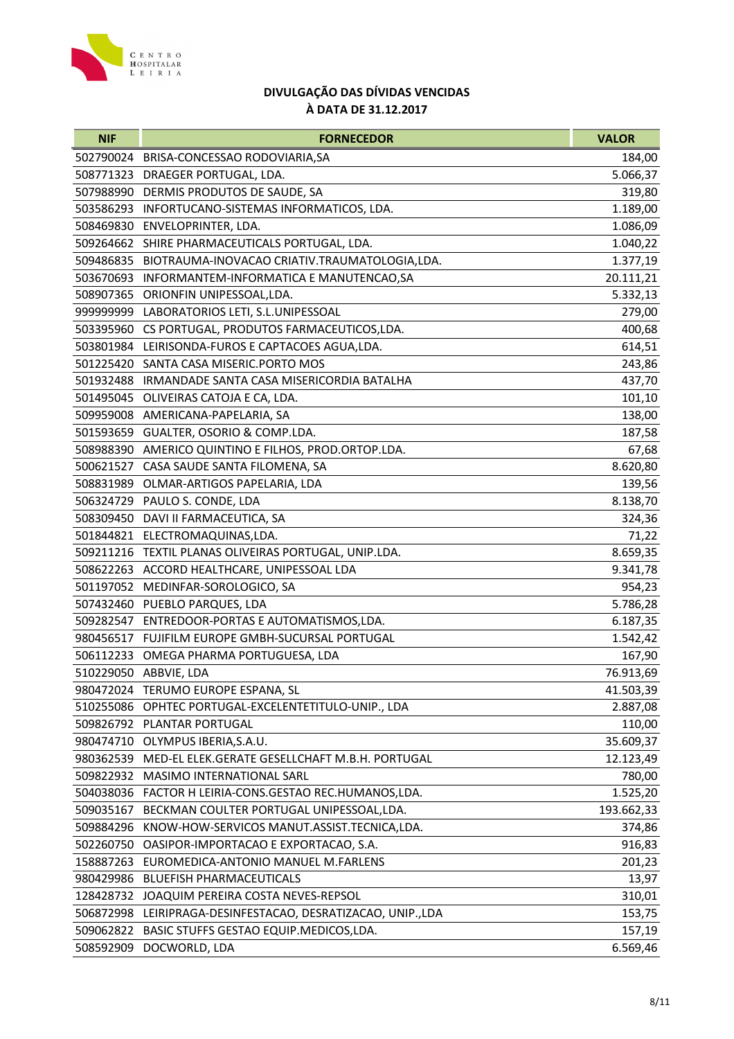**DIVULGAÇÃO DAS DÍVIDAS VENCIDAS**
**À DATA DE 31.12.2017**

| NIF | FORNECEDOR | VALOR |
|---|---|---|
| 502790024 | BRISA-CONCESSAO RODOVIARIA,SA | 184,00 |
| 508771323 | DRAEGER PORTUGAL, LDA. | 5.066,37 |
| 507988990 | DERMIS PRODUTOS DE SAUDE, SA | 319,80 |
| 503586293 | INFORTUCANO-SISTEMAS INFORMATICOS, LDA. | 1.189,00 |
| 508469830 | ENVELOPRINTER, LDA. | 1.086,09 |
| 509264662 | SHIRE PHARMACEUTICALS PORTUGAL, LDA. | 1.040,22 |
| 509486835 | BIOTRAUMA-INOVACAO CRIATIV.TRAUMATOLOGIA,LDA. | 1.377,19 |
| 503670693 | INFORMANTEM-INFORMATICA E MANUTENCAO,SA | 20.111,21 |
| 508907365 | ORIONFIN UNIPESSOAL,LDA. | 5.332,13 |
| 999999999 | LABORATORIOS LETI, S.L.UNIPESSOAL | 279,00 |
| 503395960 | CS PORTUGAL, PRODUTOS FARMACEUTICOS,LDA. | 400,68 |
| 503801984 | LEIRISONDA-FUROS E CAPTACOES AGUA,LDA. | 614,51 |
| 501225420 | SANTA CASA MISERIC.PORTO MOS | 243,86 |
| 501932488 | IRMANDADE SANTA CASA MISERICORDIA BATALHA | 437,70 |
| 501495045 | OLIVEIRAS CATOJA E CA, LDA. | 101,10 |
| 509959008 | AMERICANA-PAPELARIA, SA | 138,00 |
| 501593659 | GUALTER, OSORIO & COMP.LDA. | 187,58 |
| 508988390 | AMERICO QUINTINO E FILHOS, PROD.ORTOP.LDA. | 67,68 |
| 500621527 | CASA SAUDE SANTA FILOMENA, SA | 8.620,80 |
| 508831989 | OLMAR-ARTIGOS PAPELARIA, LDA | 139,56 |
| 506324729 | PAULO S. CONDE, LDA | 8.138,70 |
| 508309450 | DAVI II FARMACEUTICA, SA | 324,36 |
| 501844821 | ELECTROMAQUINAS,LDA. | 71,22 |
| 509211216 | TEXTIL PLANAS OLIVEIRAS PORTUGAL, UNIP.LDA. | 8.659,35 |
| 508622263 | ACCORD HEALTHCARE, UNIPESSOAL LDA | 9.341,78 |
| 501197052 | MEDINFAR-SOROLOGICO, SA | 954,23 |
| 507432460 | PUEBLO PARQUES, LDA | 5.786,28 |
| 509282547 | ENTREDOOR-PORTAS E AUTOMATISMOS,LDA. | 6.187,35 |
| 980456517 | FUJIFILM EUROPE GMBH-SUCURSAL PORTUGAL | 1.542,42 |
| 506112233 | OMEGA PHARMA PORTUGUESA, LDA | 167,90 |
| 510229050 | ABBVIE, LDA | 76.913,69 |
| 980472024 | TERUMO EUROPE ESPANA, SL | 41.503,39 |
| 510255086 | OPHTEC PORTUGAL-EXCELENTETITULO-UNIP., LDA | 2.887,08 |
| 509826792 | PLANTAR PORTUGAL | 110,00 |
| 980474710 | OLYMPUS IBERIA,S.A.U. | 35.609,37 |
| 980362539 | MED-EL ELEK.GERATE GESELLCHAFT M.B.H. PORTUGAL | 12.123,49 |
| 509822932 | MASIMO INTERNATIONAL SARL | 780,00 |
| 504038036 | FACTOR H LEIRIA-CONS.GESTAO REC.HUMANOS,LDA. | 1.525,20 |
| 509035167 | BECKMAN COULTER PORTUGAL UNIPESSOAL,LDA. | 193.662,33 |
| 509884296 | KNOW-HOW-SERVICOS MANUT.ASSIST.TECNICA,LDA. | 374,86 |
| 502260750 | OASIPOR-IMPORTACAO E EXPORTACAO, S.A. | 916,83 |
| 158887263 | EUROMEDICA-ANTONIO MANUEL M.FARLENS | 201,23 |
| 980429986 | BLUEFISH PHARMACEUTICALS | 13,97 |
| 128428732 | JOAQUIM PEREIRA COSTA NEVES-REPSOL | 310,01 |
| 506872998 | LEIRIPRAGA-DESINFESTACAO, DESRATIZACAO, UNIP.,LDA | 153,75 |
| 509062822 | BASIC STUFFS GESTAO EQUIP.MEDICOS,LDA. | 157,19 |
| 508592909 | DOCWORLD, LDA | 6.569,46 |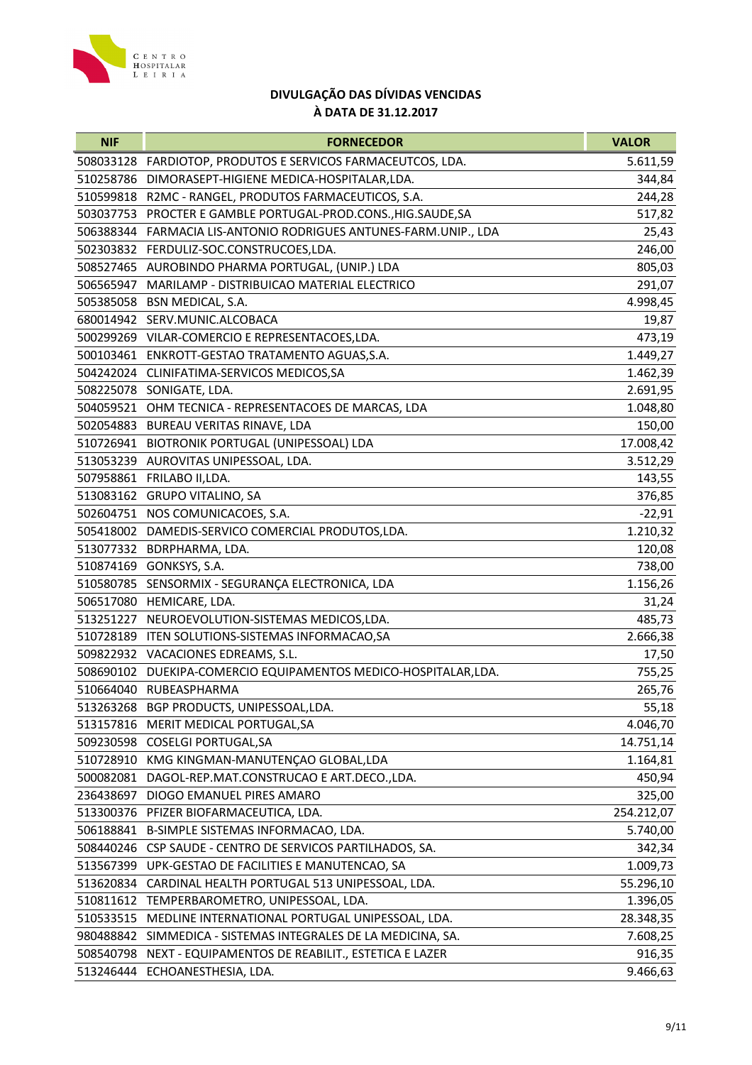# DIVULGAÇÃO DAS DÍVIDAS VENCIDAS
# À DATA DE 31.12.2017

| NIF | FORNECEDOR | VALOR |
|---|---|---|
| 508033128 | FARDIOTOP, PRODUTOS E SERVICOS FARMACEUTCOS, LDA. | 5.611,59 |
| 510258786 | DIMORASEPT-HIGIENE MEDICA-HOSPITALAR,LDA. | 344,84 |
| 510599818 | R2MC - RANGEL, PRODUTOS FARMACEUTICOS, S.A. | 244,28 |
| 503037753 | PROCTER E GAMBLE PORTUGAL-PROD.CONS.,HIG.SAUDE,SA | 517,82 |
| 506388344 | FARMACIA LIS-ANTONIO RODRIGUES ANTUNES-FARM.UNIP., LDA | 25,43 |
| 502303832 | FERDULIZ-SOC.CONSTRUCOES,LDA. | 246,00 |
| 508527465 | AUROBINDO PHARMA PORTUGAL, (UNIP.) LDA | 805,03 |
| 506565947 | MARILAMP - DISTRIBUICAO MATERIAL ELECTRICO | 291,07 |
| 505385058 | BSN MEDICAL, S.A. | 4.998,45 |
| 680014942 | SERV.MUNIC.ALCOBACA | 19,87 |
| 500299269 | VILAR-COMERCIO E REPRESENTACOES,LDA. | 473,19 |
| 500103461 | ENKROTT-GESTAO TRATAMENTO AGUAS,S.A. | 1.449,27 |
| 504242024 | CLINIFATIMA-SERVICOS MEDICOS,SA | 1.462,39 |
| 508225078 | SONIGATE, LDA. | 2.691,95 |
| 504059521 | OHM TECNICA - REPRESENTACOES DE MARCAS, LDA | 1.048,80 |
| 502054883 | BUREAU VERITAS RINAVE, LDA | 150,00 |
| 510726941 | BIOTRONIK PORTUGAL (UNIPESSOAL) LDA | 17.008,42 |
| 513053239 | AUROVITAS UNIPESSOAL, LDA. | 3.512,29 |
| 507958861 | FRILABO II,LDA. | 143,55 |
| 513083162 | GRUPO VITALINO, SA | 376,85 |
| 502604751 | NOS COMUNICACOES, S.A. | -22,91 |
| 505418002 | DAMEDIS-SERVICO COMERCIAL PRODUTOS,LDA. | 1.210,32 |
| 513077332 | BDRPHARMA, LDA. | 120,08 |
| 510874169 | GONKSYS, S.A. | 738,00 |
| 510580785 | SENSORMIX - SEGURANÇA ELECTRONICA, LDA | 1.156,26 |
| 506517080 | HEMICARE, LDA. | 31,24 |
| 513251227 | NEUROEVOLUTION-SISTEMAS MEDICOS,LDA. | 485,73 |
| 510728189 | ITEN SOLUTIONS-SISTEMAS INFORMACAO,SA | 2.666,38 |
| 509822932 | VACACIONES EDREAMS, S.L. | 17,50 |
| 508690102 | DUEKIPA-COMERCIO EQUIPAMENTOS MEDICO-HOSPITALAR,LDA. | 755,25 |
| 510664040 | RUBEASPHARMA | 265,76 |
| 513263268 | BGP PRODUCTS, UNIPESSOAL,LDA. | 55,18 |
| 513157816 | MERIT MEDICAL PORTUGAL,SA | 4.046,70 |
| 509230598 | COSELGI PORTUGAL,SA | 14.751,14 |
| 510728910 | KMG KINGMAN-MANUTENÇAO GLOBAL,LDA | 1.164,81 |
| 500082081 | DAGOL-REP.MAT.CONSTRUCAO E ART.DECO.,LDA. | 450,94 |
| 236438697 | DIOGO EMANUEL PIRES AMARO | 325,00 |
| 513300376 | PFIZER BIOFARMACEUTICA, LDA. | 254.212,07 |
| 506188841 | B-SIMPLE SISTEMAS INFORMACAO, LDA. | 5.740,00 |
| 508440246 | CSP SAUDE - CENTRO DE SERVICOS PARTILHADOS, SA. | 342,34 |
| 513567399 | UPK-GESTAO DE FACILITIES E MANUTENCAO, SA | 1.009,73 |
| 513620834 | CARDINAL HEALTH PORTUGAL 513 UNIPESSOAL, LDA. | 55.296,10 |
| 510811612 | TEMPERBAROMETRO, UNIPESSOAL, LDA. | 1.396,05 |
| 510533515 | MEDLINE INTERNATIONAL PORTUGAL UNIPESSOAL, LDA. | 28.348,35 |
| 980488842 | SIMMEDICA - SISTEMAS INTEGRALES DE LA MEDICINA, SA. | 7.608,25 |
| 508540798 | NEXT - EQUIPAMENTOS DE REABILIT., ESTETICA E LAZER | 916,35 |
| 513246444 | ECHOANESTHESIA, LDA. | 9.466,63 |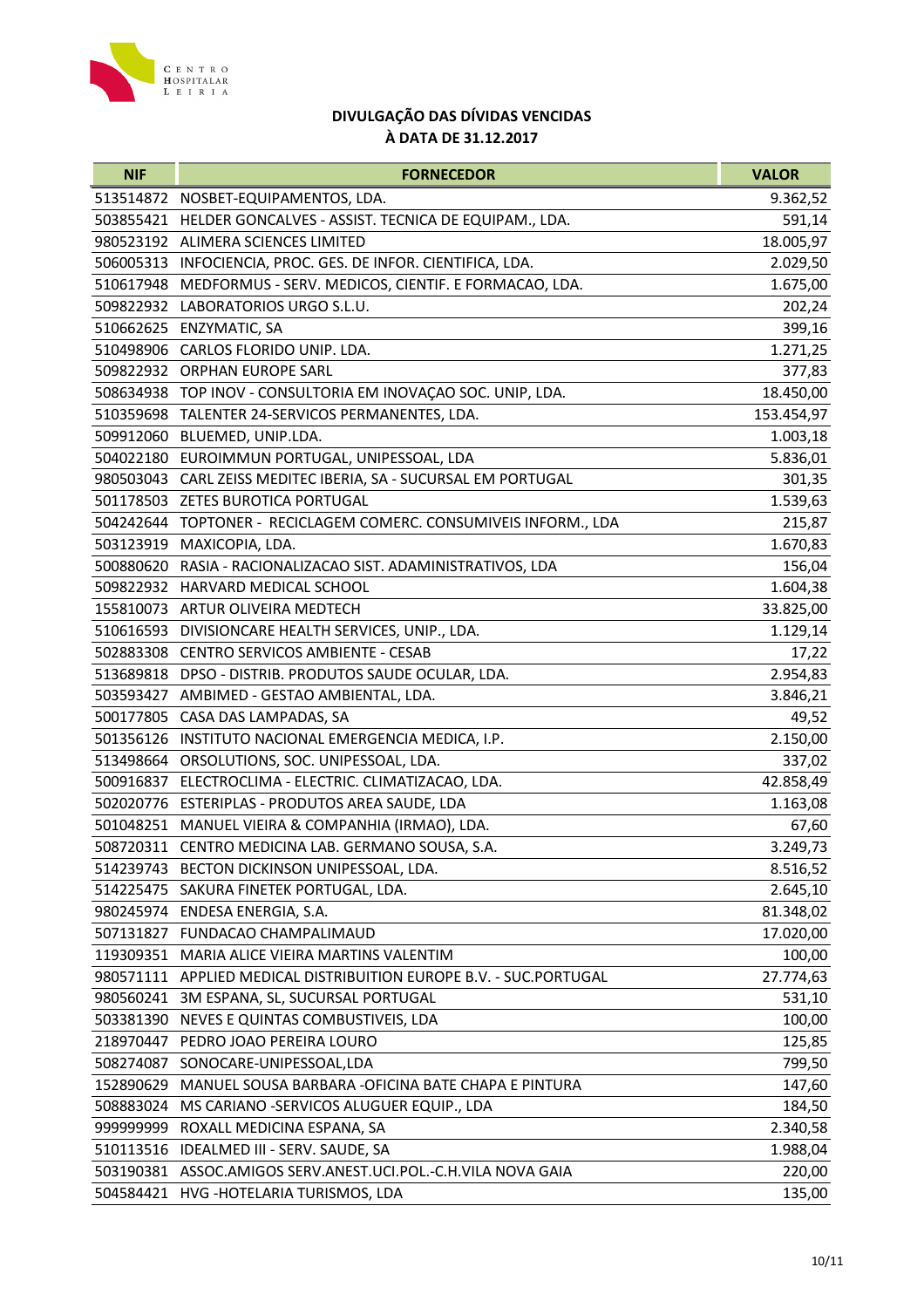**DIVULGAÇÃO DAS DÍVIDAS VENCIDAS**
**À DATA DE 31.12.2017**

| NIF | FORNECEDOR | VALOR |
|---|---|---|
| 513514872 | NOSBET-EQUIPAMENTOS, LDA. | 9.362,52 |
| 503855421 | HELDER GONCALVES - ASSIST. TECNICA DE EQUIPAM., LDA. | 591,14 |
| 980523192 | ALIMERA SCIENCES LIMITED | 18.005,97 |
| 506005313 | INFOCIENCIA, PROC. GES. DE INFOR. CIENTIFICA, LDA. | 2.029,50 |
| 510617948 | MEDFORMUS - SERV. MEDICOS, CIENTIF. E FORMACAO, LDA. | 1.675,00 |
| 509822932 | LABORATORIOS URGO S.L.U. | 202,24 |
| 510662625 | ENZYMATIC, SA | 399,16 |
| 510498906 | CARLOS FLORIDO UNIP. LDA. | 1.271,25 |
| 509822932 | ORPHAN EUROPE SARL | 377,83 |
| 508634938 | TOP INOV - CONSULTORIA EM INOVAÇAO SOC. UNIP, LDA. | 18.450,00 |
| 510359698 | TALENTER 24-SERVICOS PERMANENTES, LDA. | 153.454,97 |
| 509912060 | BLUEMED, UNIP.LDA. | 1.003,18 |
| 504022180 | EUROIMMUN PORTUGAL, UNIPESSOAL, LDA | 5.836,01 |
| 980503043 | CARL ZEISS MEDITEC IBERIA, SA - SUCURSAL EM PORTUGAL | 301,35 |
| 501178503 | ZETES BUROTICA PORTUGAL | 1.539,63 |
| 504242644 | TOPTONER - RECICLAGEM COMERC. CONSUMIVEIS INFORM., LDA | 215,87 |
| 503123919 | MAXICOPIA, LDA. | 1.670,83 |
| 500880620 | RASIA - RACIONALIZACAO SIST. ADAMINISTRATIVOS, LDA | 156,04 |
| 509822932 | HARVARD MEDICAL SCHOOL | 1.604,38 |
| 155810073 | ARTUR OLIVEIRA MEDTECH | 33.825,00 |
| 510616593 | DIVISIONCARE HEALTH SERVICES, UNIP., LDA. | 1.129,14 |
| 502883308 | CENTRO SERVICOS AMBIENTE - CESAB | 17,22 |
| 513689818 | DPSO - DISTRIB. PRODUTOS SAUDE OCULAR, LDA. | 2.954,83 |
| 503593427 | AMBIMED - GESTAO AMBIENTAL, LDA. | 3.846,21 |
| 500177805 | CASA DAS LAMPADAS, SA | 49,52 |
| 501356126 | INSTITUTO NACIONAL EMERGENCIA MEDICA, I.P. | 2.150,00 |
| 513498664 | ORSOLUTIONS, SOC. UNIPESSOAL, LDA. | 337,02 |
| 500916837 | ELECTROCLIMA - ELECTRIC. CLIMATIZACAO, LDA. | 42.858,49 |
| 502020776 | ESTERIPLAS - PRODUTOS AREA SAUDE, LDA | 1.163,08 |
| 501048251 | MANUEL VIEIRA & COMPANHIA (IRMAO), LDA. | 67,60 |
| 508720311 | CENTRO MEDICINA LAB. GERMANO SOUSA, S.A. | 3.249,73 |
| 514239743 | BECTON DICKINSON UNIPESSOAL, LDA. | 8.516,52 |
| 514225475 | SAKURA FINETEK PORTUGAL, LDA. | 2.645,10 |
| 980245974 | ENDESA ENERGIA, S.A. | 81.348,02 |
| 507131827 | FUNDACAO CHAMPALIMAUD | 17.020,00 |
| 119309351 | MARIA ALICE VIEIRA MARTINS VALENTIM | 100,00 |
| 980571111 | APPLIED MEDICAL DISTRIBUITION EUROPE B.V. - SUC.PORTUGAL | 27.774,63 |
| 980560241 | 3M ESPANA, SL, SUCURSAL PORTUGAL | 531,10 |
| 503381390 | NEVES E QUINTAS COMBUSTIVEIS, LDA | 100,00 |
| 218970447 | PEDRO JOAO PEREIRA LOURO | 125,85 |
| 508274087 | SONOCARE-UNIPESSOAL,LDA | 799,50 |
| 152890629 | MANUEL SOUSA BARBARA -OFICINA BATE CHAPA E PINTURA | 147,60 |
| 508883024 | MS CARIANO -SERVICOS ALUGUER EQUIP., LDA | 184,50 |
| 999999999 | ROXALL MEDICINA ESPANA, SA | 2.340,58 |
| 510113516 | IDEALMED III - SERV. SAUDE, SA | 1.988,04 |
| 503190381 | ASSOC.AMIGOS SERV.ANEST.UCI.POL.-C.H.VILA NOVA GAIA | 220,00 |
| 504584421 | HVG -HOTELARIA TURISMOS, LDA | 135,00 |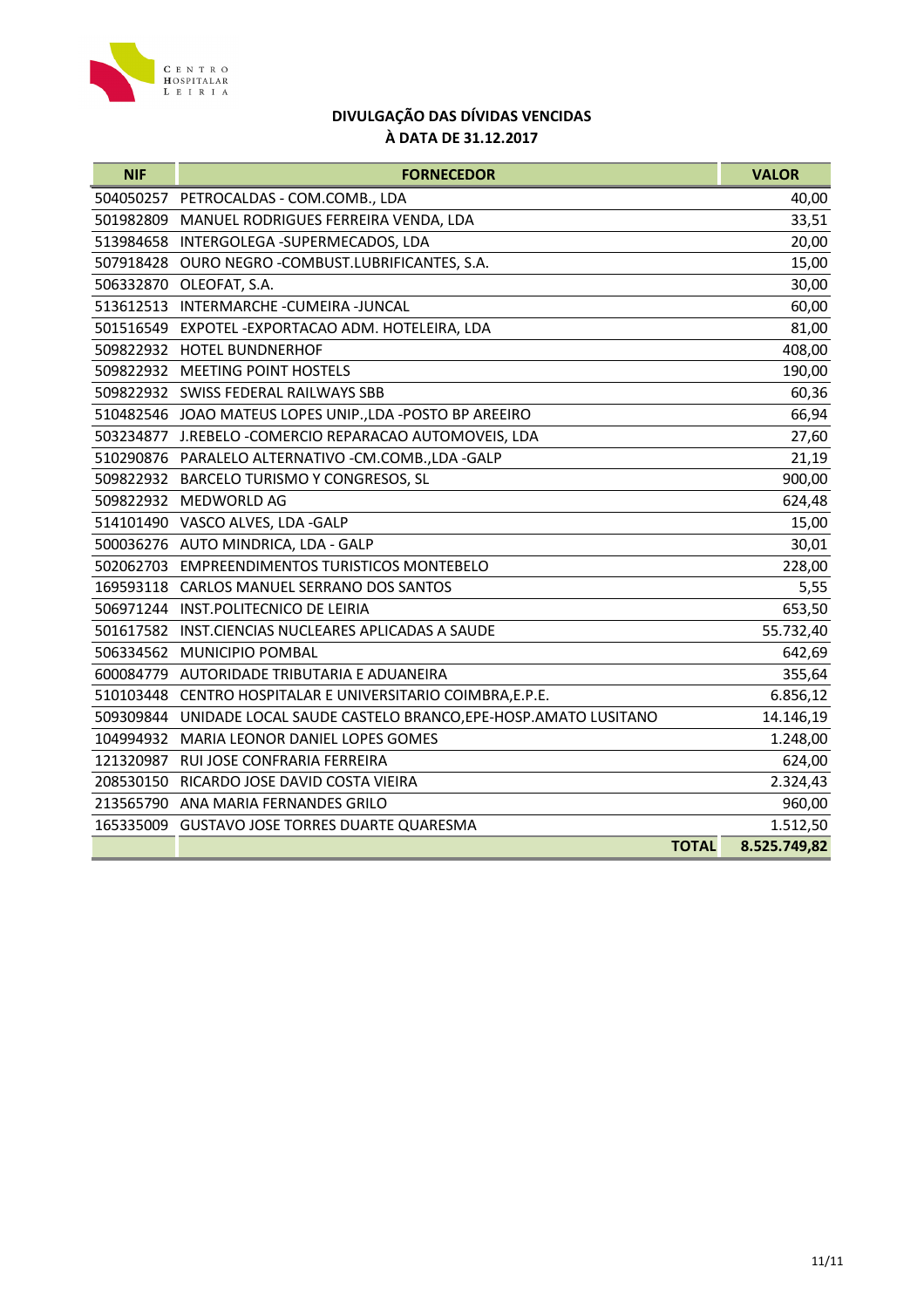CENTRO HOSPITALAR LEIRIA

## DIVULGAÇÃO DAS DÍVIDAS VENCIDAS
## À DATA DE 31.12.2017

| NIF | FORNECEDOR | VALOR |
|---|---|---|
| 504050257 | PETROCALDAS - COM.COMB., LDA | 40,00 |
| 501982809 | MANUEL RODRIGUES FERREIRA VENDA, LDA | 33,51 |
| 513984658 | INTERGOLEGA -SUPERMECADOS, LDA | 20,00 |
| 507918428 | OURO NEGRO -COMBUST.LUBRIFICANTES, S.A. | 15,00 |
| 506332870 | OLEOFAT, S.A. | 30,00 |
| 513612513 | INTERMARCHE -CUMEIRA -JUNCAL | 60,00 |
| 501516549 | EXPOTEL -EXPORTACAO ADM. HOTELEIRA, LDA | 81,00 |
| 509822932 | HOTEL BUNDNERHOF | 408,00 |
| 509822932 | MEETING POINT HOSTELS | 190,00 |
| 509822932 | SWISS FEDERAL RAILWAYS SBB | 60,36 |
| 510482546 | JOAO MATEUS LOPES UNIP.,LDA -POSTO BP AREEIRO | 66,94 |
| 503234877 | J.REBELO -COMERCIO REPARACAO AUTOMOVEIS, LDA | 27,60 |
| 510290876 | PARALELO ALTERNATIVO -CM.COMB.,LDA -GALP | 21,19 |
| 509822932 | BARCELO TURISMO Y CONGRESOS, SL | 900,00 |
| 509822932 | MEDWORLD AG | 624,48 |
| 514101490 | VASCO ALVES, LDA -GALP | 15,00 |
| 500036276 | AUTO MINDRICA, LDA - GALP | 30,01 |
| 502062703 | EMPREENDIMENTOS TURISTICOS MONTEBELO | 228,00 |
| 169593118 | CARLOS MANUEL SERRANO DOS SANTOS | 5,55 |
| 506971244 | INST.POLITECNICO DE LEIRIA | 653,50 |
| 501617582 | INST.CIENCIAS NUCLEARES APLICADAS A SAUDE | 55.732,40 |
| 506334562 | MUNICIPIO POMBAL | 642,69 |
| 600084779 | AUTORIDADE TRIBUTARIA E ADUANEIRA | 355,64 |
| 510103448 | CENTRO HOSPITALAR E UNIVERSITARIO COIMBRA,E.P.E. | 6.856,12 |
| 509309844 | UNIDADE LOCAL SAUDE CASTELO BRANCO,EPE-HOSP.AMATO LUSITANO | 14.146,19 |
| 104994932 | MARIA LEONOR DANIEL LOPES GOMES | 1.248,00 |
| 121320987 | RUI JOSE CONFRARIA FERREIRA | 624,00 |
| 208530150 | RICARDO JOSE DAVID COSTA VIEIRA | 2.324,43 |
| 213565790 | ANA MARIA FERNANDES GRILO | 960,00 |
| 165335009 | GUSTAVO JOSE TORRES DUARTE QUARESMA | 1.512,50 |
| | **TOTAL** | **8.525.749,82** |